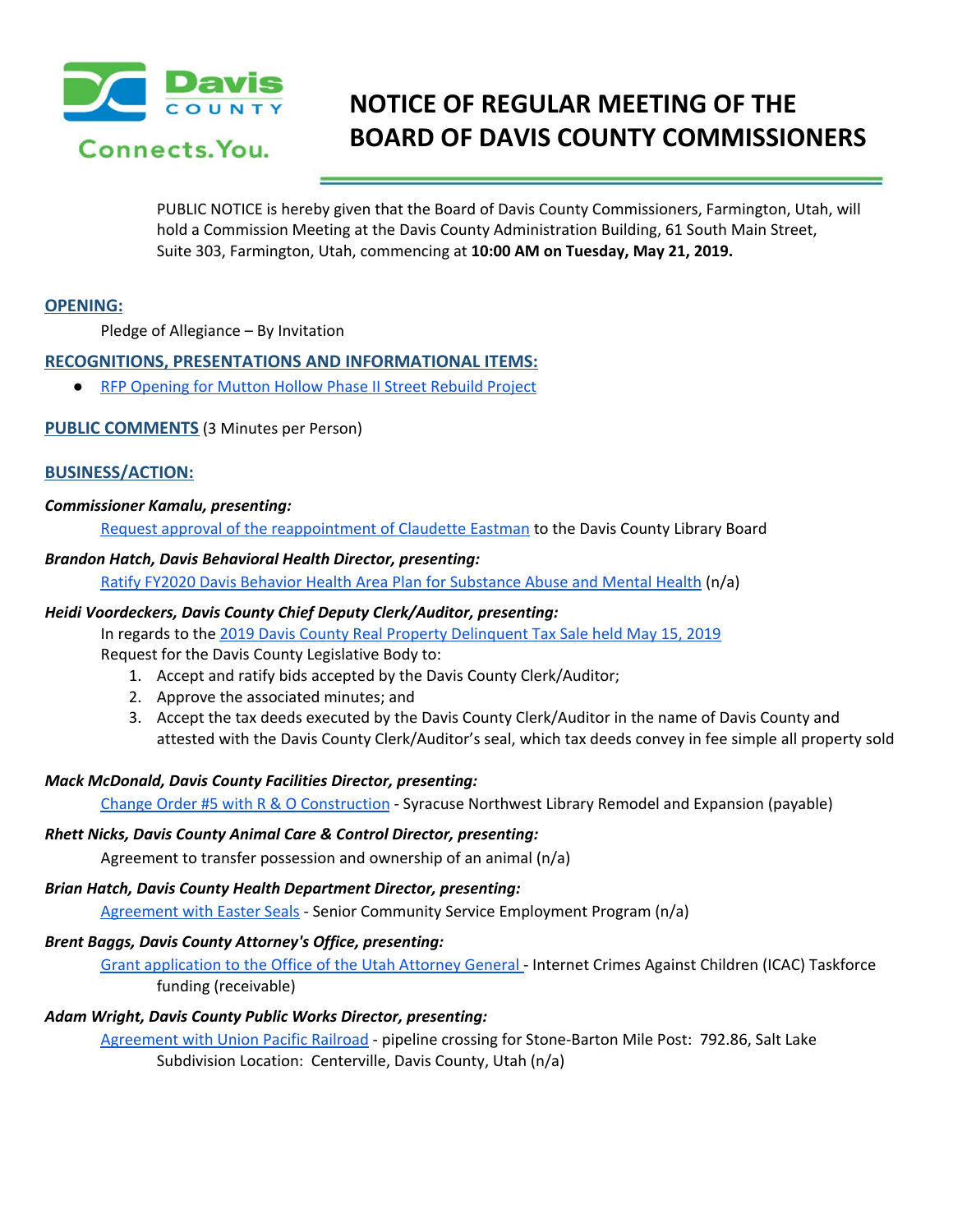Davis COUNTY Connects.You.

# NOTICE OF REGULAR MEETING OF THE BOARD OF DAVIS COUNTY COMMISSIONERS

PUBLIC NOTICE is hereby given that the Board of Davis County Commissioners, Farmington, Utah, will hold a Commission Meeting at the Davis County Administration Building, 61 South Main Street, Suite 303, Farmington, Utah, commencing at **10:00 AM on Tuesday, May 21, 2019.**

## OPENING:

Pledge of Allegiance – By Invitation

## RECOGNITIONS, PRESENTATIONS AND INFORMATIONAL ITEMS:

- RFP Opening for Mutton Hollow Phase II Street Rebuild Project

## PUBLIC COMMENTS (3 Minutes per Person)

## BUSINESS/ACTION:

***Commissioner Kamalu, presenting:***

Request approval of the reappointment of Claudette Eastman to the Davis County Library Board

***Brandon Hatch, Davis Behavioral Health Director, presenting:***

Ratify FY2020 Davis Behavior Health Area Plan for Substance Abuse and Mental Health (n/a)

***Heidi Voordeckers, Davis County Chief Deputy Clerk/Auditor, presenting:***

In regards to the 2019 Davis County Real Property Delinquent Tax Sale held May 15, 2019

Request for the Davis County Legislative Body to:

1. Accept and ratify bids accepted by the Davis County Clerk/Auditor;
2. Approve the associated minutes; and
3. Accept the tax deeds executed by the Davis County Clerk/Auditor in the name of Davis County and attested with the Davis County Clerk/Auditor's seal, which tax deeds convey in fee simple all property sold

***Mack McDonald, Davis County Facilities Director, presenting:***

Change Order #5 with R & O Construction - Syracuse Northwest Library Remodel and Expansion (payable)

***Rhett Nicks, Davis County Animal Care & Control Director, presenting:***

Agreement to transfer possession and ownership of an animal (n/a)

***Brian Hatch, Davis County Health Department Director, presenting:***

Agreement with Easter Seals - Senior Community Service Employment Program (n/a)

***Brent Baggs, Davis County Attorney's Office, presenting:***

Grant application to the Office of the Utah Attorney General - Internet Crimes Against Children (ICAC) Taskforce funding (receivable)

***Adam Wright, Davis County Public Works Director, presenting:***

Agreement with Union Pacific Railroad - pipeline crossing for Stone-Barton Mile Post: 792.86, Salt Lake Subdivision Location: Centerville, Davis County, Utah (n/a)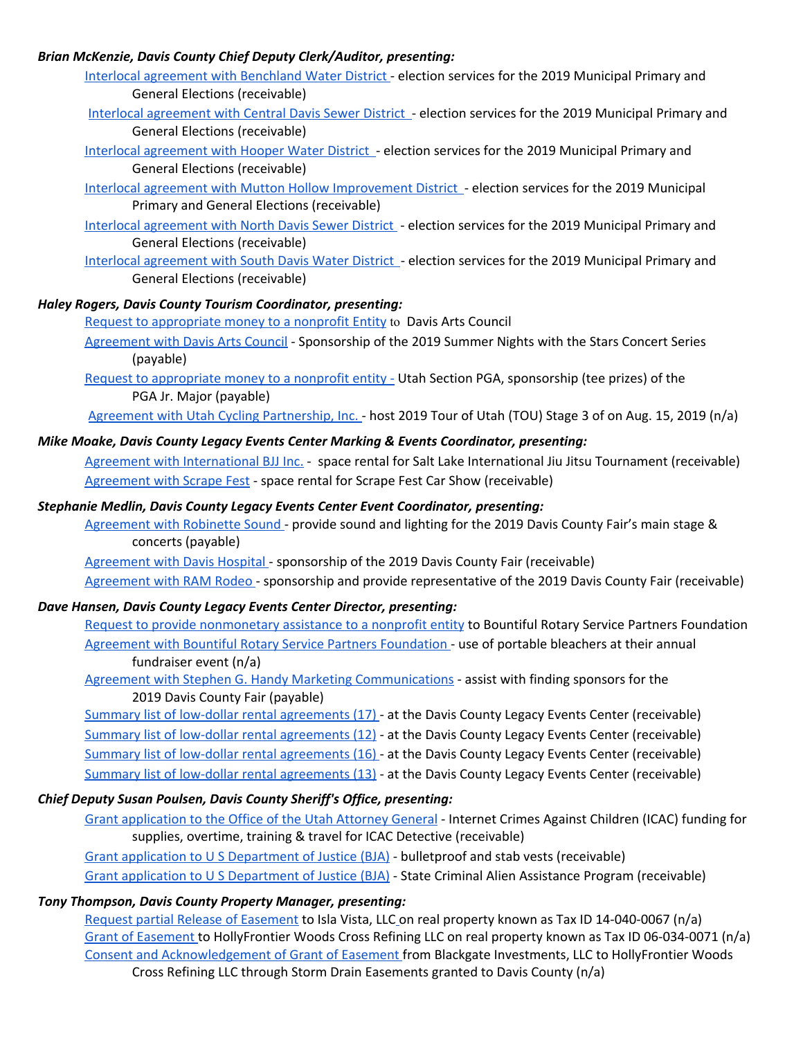***Brian McKenzie, Davis County Chief Deputy Clerk/Auditor, presenting:***

- Interlocal agreement with Benchland Water District - election services for the 2019 Municipal Primary and General Elections (receivable)
- Interlocal agreement with Central Davis Sewer District - election services for the 2019 Municipal Primary and General Elections (receivable)
- Interlocal agreement with Hooper Water District - election services for the 2019 Municipal Primary and General Elections (receivable)
- Interlocal agreement with Mutton Hollow Improvement District - election services for the 2019 Municipal Primary and General Elections (receivable)
- Interlocal agreement with North Davis Sewer District - election services for the 2019 Municipal Primary and General Elections (receivable)
- Interlocal agreement with South Davis Water District - election services for the 2019 Municipal Primary and General Elections (receivable)

***Haley Rogers, Davis County Tourism Coordinator, presenting:***

- Request to appropriate money to a nonprofit Entity to Davis Arts Council
- Agreement with Davis Arts Council - Sponsorship of the 2019 Summer Nights with the Stars Concert Series (payable)
- Request to appropriate money to a nonprofit entity - Utah Section PGA, sponsorship (tee prizes) of the PGA Jr. Major (payable)
- Agreement with Utah Cycling Partnership, Inc. - host 2019 Tour of Utah (TOU) Stage 3 of on Aug. 15, 2019 (n/a)

***Mike Moake, Davis County Legacy Events Center Marking & Events Coordinator, presenting:***

- Agreement with International BJJ Inc. - space rental for Salt Lake International Jiu Jitsu Tournament (receivable)
- Agreement with Scrape Fest - space rental for Scrape Fest Car Show (receivable)

***Stephanie Medlin, Davis County Legacy Events Center Event Coordinator, presenting:***

- Agreement with Robinette Sound - provide sound and lighting for the 2019 Davis County Fair's main stage & concerts (payable)
- Agreement with Davis Hospital - sponsorship of the 2019 Davis County Fair (receivable)
- Agreement with RAM Rodeo - sponsorship and provide representative of the 2019 Davis County Fair (receivable)

***Dave Hansen, Davis County Legacy Events Center Director, presenting:***

- Request to provide nonmonetary assistance to a nonprofit entity to Bountiful Rotary Service Partners Foundation
- Agreement with Bountiful Rotary Service Partners Foundation - use of portable bleachers at their annual fundraiser event (n/a)
- Agreement with Stephen G. Handy Marketing Communications - assist with finding sponsors for the 2019 Davis County Fair (payable)
- Summary list of low-dollar rental agreements (17) - at the Davis County Legacy Events Center (receivable)
- Summary list of low-dollar rental agreements (12) - at the Davis County Legacy Events Center (receivable)
- Summary list of low-dollar rental agreements (16) - at the Davis County Legacy Events Center (receivable)
- Summary list of low-dollar rental agreements (13) - at the Davis County Legacy Events Center (receivable)

***Chief Deputy Susan Poulsen, Davis County Sheriff's Office, presenting:***

- Grant application to the Office of the Utah Attorney General - Internet Crimes Against Children (ICAC) funding for supplies, overtime, training & travel for ICAC Detective (receivable)
- Grant application to U S Department of Justice (BJA) - bulletproof and stab vests (receivable)
- Grant application to U S Department of Justice (BJA) - State Criminal Alien Assistance Program (receivable)

***Tony Thompson, Davis County Property Manager, presenting:***

- Request partial Release of Easement to Isla Vista, LLC on real property known as Tax ID 14-040-0067 (n/a)
- Grant of Easement to HollyFrontier Woods Cross Refining LLC on real property known as Tax ID 06-034-0071 (n/a)
- Consent and Acknowledgement of Grant of Easement from Blackgate Investments, LLC to HollyFrontier Woods Cross Refining LLC through Storm Drain Easements granted to Davis County (n/a)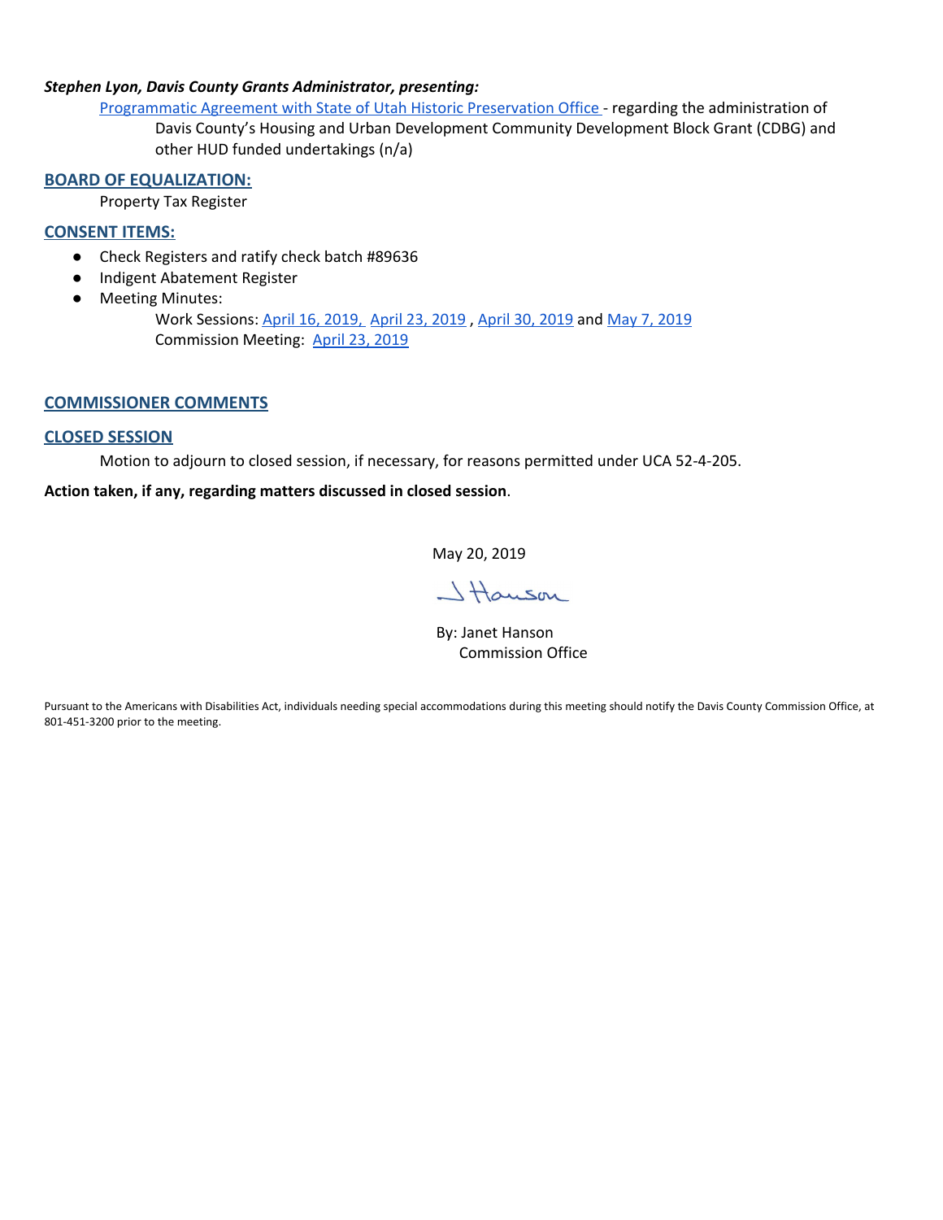***Stephen Lyon, Davis County Grants Administrator, presenting:***

Programmatic Agreement with State of Utah Historic Preservation Office - regarding the administration of Davis County's Housing and Urban Development Community Development Block Grant (CDBG) and other HUD funded undertakings (n/a)

## BOARD OF EQUALIZATION:

Property Tax Register

## CONSENT ITEMS:

- Check Registers and ratify check batch #89636
- Indigent Abatement Register
- Meeting Minutes:
  - Work Sessions: April 16, 2019, April 23, 2019 , April 30, 2019 and May 7, 2019
  - Commission Meeting: April 23, 2019

## COMMISSIONER COMMENTS

## CLOSED SESSION

Motion to adjourn to closed session, if necessary, for reasons permitted under UCA 52-4-205.

**Action taken, if any, regarding matters discussed in closed session**.

May 20, 2019

J Hanson

By: Janet Hanson
Commission Office

Pursuant to the Americans with Disabilities Act, individuals needing special accommodations during this meeting should notify the Davis County Commission Office, at 801-451-3200 prior to the meeting.